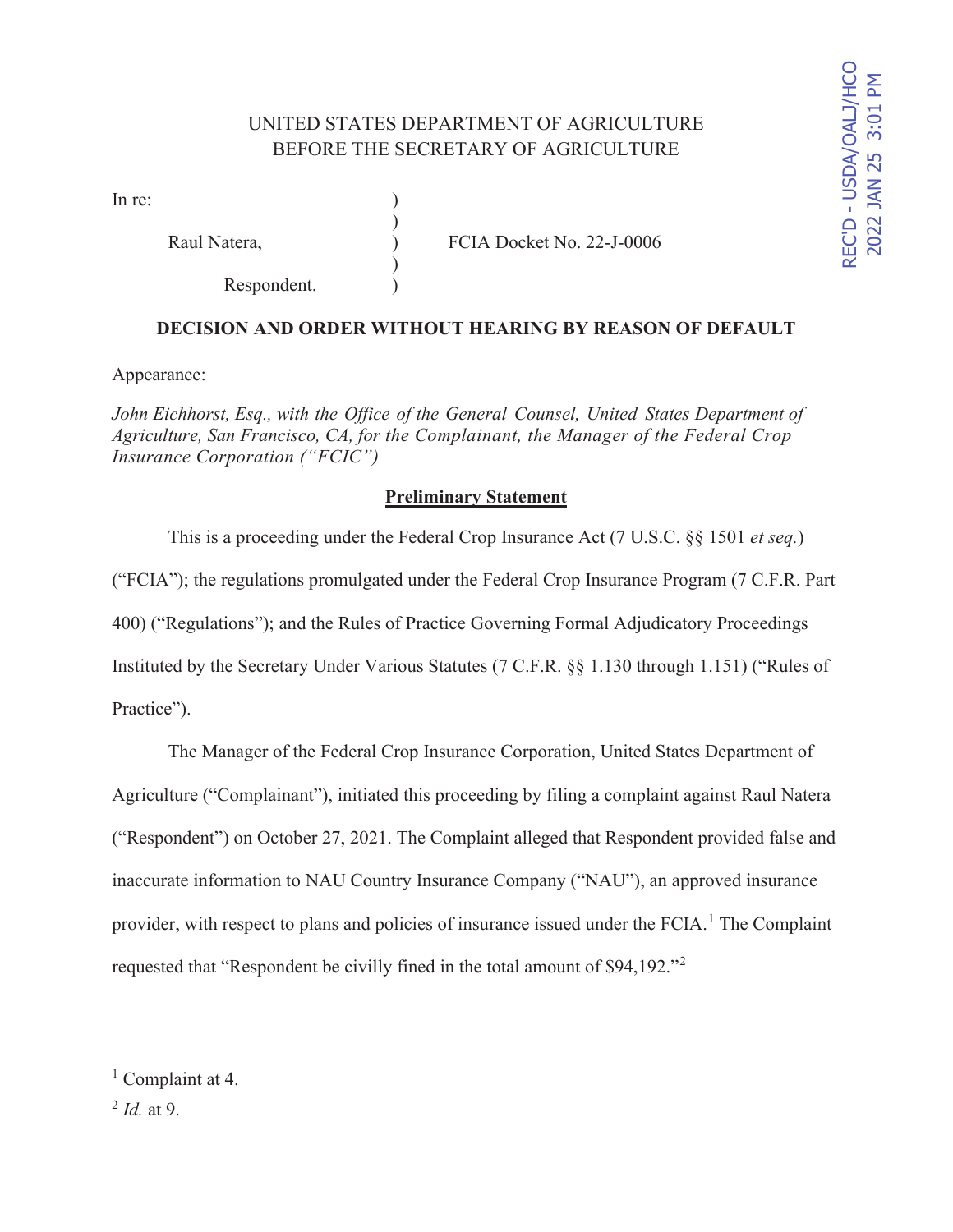REC'D - USDA/OALJ/HCO
2022 JAN 25 3:01 PM

UNITED STATES DEPARTMENT OF AGRICULTURE
BEFORE THE SECRETARY OF AGRICULTURE

In re:

Raul Natera, FCIA Docket No. 22-J-0006

Respondent.

**DECISION AND ORDER WITHOUT HEARING BY REASON OF DEFAULT**

Appearance:

*John Eichhorst, Esq., with the Office of the General Counsel, United States Department of Agriculture, San Francisco, CA, for the Complainant, the Manager of the Federal Crop Insurance Corporation ("FCIC")*

## Preliminary Statement

This is a proceeding under the Federal Crop Insurance Act (7 U.S.C. §§ 1501 *et seq.*) ("FCIA"); the regulations promulgated under the Federal Crop Insurance Program (7 C.F.R. Part 400) ("Regulations"); and the Rules of Practice Governing Formal Adjudicatory Proceedings Instituted by the Secretary Under Various Statutes (7 C.F.R. §§ 1.130 through 1.151) ("Rules of Practice").

The Manager of the Federal Crop Insurance Corporation, United States Department of Agriculture ("Complainant"), initiated this proceeding by filing a complaint against Raul Natera ("Respondent") on October 27, 2021. The Complaint alleged that Respondent provided false and inaccurate information to NAU Country Insurance Company ("NAU"), an approved insurance provider, with respect to plans and policies of insurance issued under the FCIA.[1] The Complaint requested that "Respondent be civilly fined in the total amount of $94,192."[2]

---

[1] Complaint at 4.

[2] *Id.* at 9.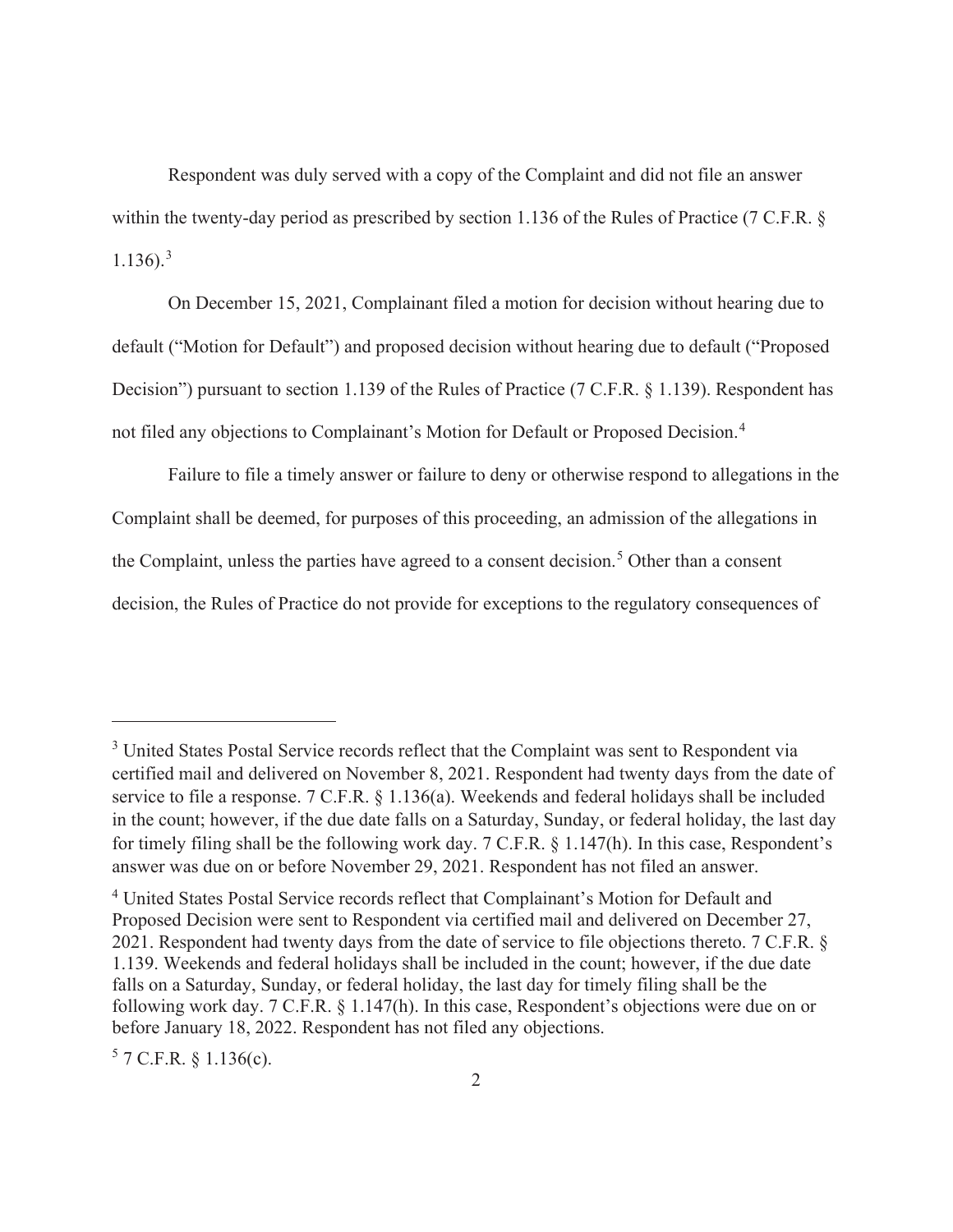Respondent was duly served with a copy of the Complaint and did not file an answer within the twenty-day period as prescribed by section 1.136 of the Rules of Practice (7 C.F.R. § 1.136).[3]

On December 15, 2021, Complainant filed a motion for decision without hearing due to default ("Motion for Default") and proposed decision without hearing due to default ("Proposed Decision") pursuant to section 1.139 of the Rules of Practice (7 C.F.R. § 1.139). Respondent has not filed any objections to Complainant's Motion for Default or Proposed Decision.[4]

Failure to file a timely answer or failure to deny or otherwise respond to allegations in the Complaint shall be deemed, for purposes of this proceeding, an admission of the allegations in the Complaint, unless the parties have agreed to a consent decision.[5] Other than a consent decision, the Rules of Practice do not provide for exceptions to the regulatory consequences of

---

[3] United States Postal Service records reflect that the Complaint was sent to Respondent via certified mail and delivered on November 8, 2021. Respondent had twenty days from the date of service to file a response. 7 C.F.R. § 1.136(a). Weekends and federal holidays shall be included in the count; however, if the due date falls on a Saturday, Sunday, or federal holiday, the last day for timely filing shall be the following work day. 7 C.F.R. § 1.147(h). In this case, Respondent's answer was due on or before November 29, 2021. Respondent has not filed an answer.

[4] United States Postal Service records reflect that Complainant's Motion for Default and Proposed Decision were sent to Respondent via certified mail and delivered on December 27, 2021. Respondent had twenty days from the date of service to file objections thereto. 7 C.F.R. § 1.139. Weekends and federal holidays shall be included in the count; however, if the due date falls on a Saturday, Sunday, or federal holiday, the last day for timely filing shall be the following work day. 7 C.F.R. § 1.147(h). In this case, Respondent's objections were due on or before January 18, 2022. Respondent has not filed any objections.

[5] 7 C.F.R. § 1.136(c).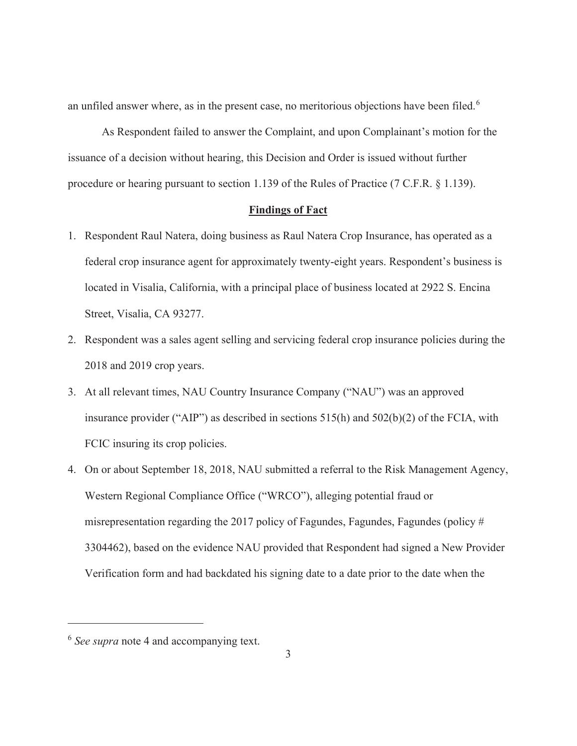an unfiled answer where, as in the present case, no meritorious objections have been filed.[6]

As Respondent failed to answer the Complaint, and upon Complainant's motion for the issuance of a decision without hearing, this Decision and Order is issued without further procedure or hearing pursuant to section 1.139 of the Rules of Practice (7 C.F.R. § 1.139).

## Findings of Fact

1. Respondent Raul Natera, doing business as Raul Natera Crop Insurance, has operated as a federal crop insurance agent for approximately twenty-eight years. Respondent's business is located in Visalia, California, with a principal place of business located at 2922 S. Encina Street, Visalia, CA 93277.
2. Respondent was a sales agent selling and servicing federal crop insurance policies during the 2018 and 2019 crop years.
3. At all relevant times, NAU Country Insurance Company ("NAU") was an approved insurance provider ("AIP") as described in sections 515(h) and 502(b)(2) of the FCIA, with FCIC insuring its crop policies.
4. On or about September 18, 2018, NAU submitted a referral to the Risk Management Agency, Western Regional Compliance Office ("WRCO"), alleging potential fraud or misrepresentation regarding the 2017 policy of Fagundes, Fagundes, Fagundes (policy # 3304462), based on the evidence NAU provided that Respondent had signed a New Provider Verification form and had backdated his signing date to a date prior to the date when the

---

[6] *See supra* note 4 and accompanying text.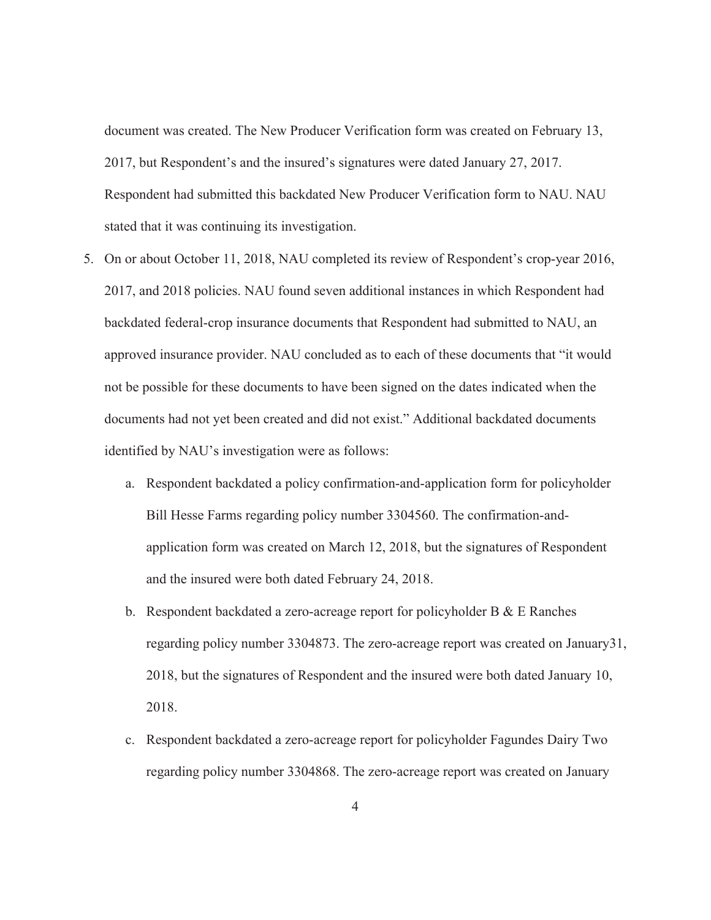document was created. The New Producer Verification form was created on February 13, 2017, but Respondent's and the insured's signatures were dated January 27, 2017. Respondent had submitted this backdated New Producer Verification form to NAU. NAU stated that it was continuing its investigation.

5. On or about October 11, 2018, NAU completed its review of Respondent's crop-year 2016, 2017, and 2018 policies. NAU found seven additional instances in which Respondent had backdated federal-crop insurance documents that Respondent had submitted to NAU, an approved insurance provider. NAU concluded as to each of these documents that "it would not be possible for these documents to have been signed on the dates indicated when the documents had not yet been created and did not exist." Additional backdated documents identified by NAU's investigation were as follows:

   a. Respondent backdated a policy confirmation-and-application form for policyholder Bill Hesse Farms regarding policy number 3304560. The confirmation-and-application form was created on March 12, 2018, but the signatures of Respondent and the insured were both dated February 24, 2018.

   b. Respondent backdated a zero-acreage report for policyholder B & E Ranches regarding policy number 3304873. The zero-acreage report was created on January31, 2018, but the signatures of Respondent and the insured were both dated January 10, 2018.

   c. Respondent backdated a zero-acreage report for policyholder Fagundes Dairy Two regarding policy number 3304868. The zero-acreage report was created on January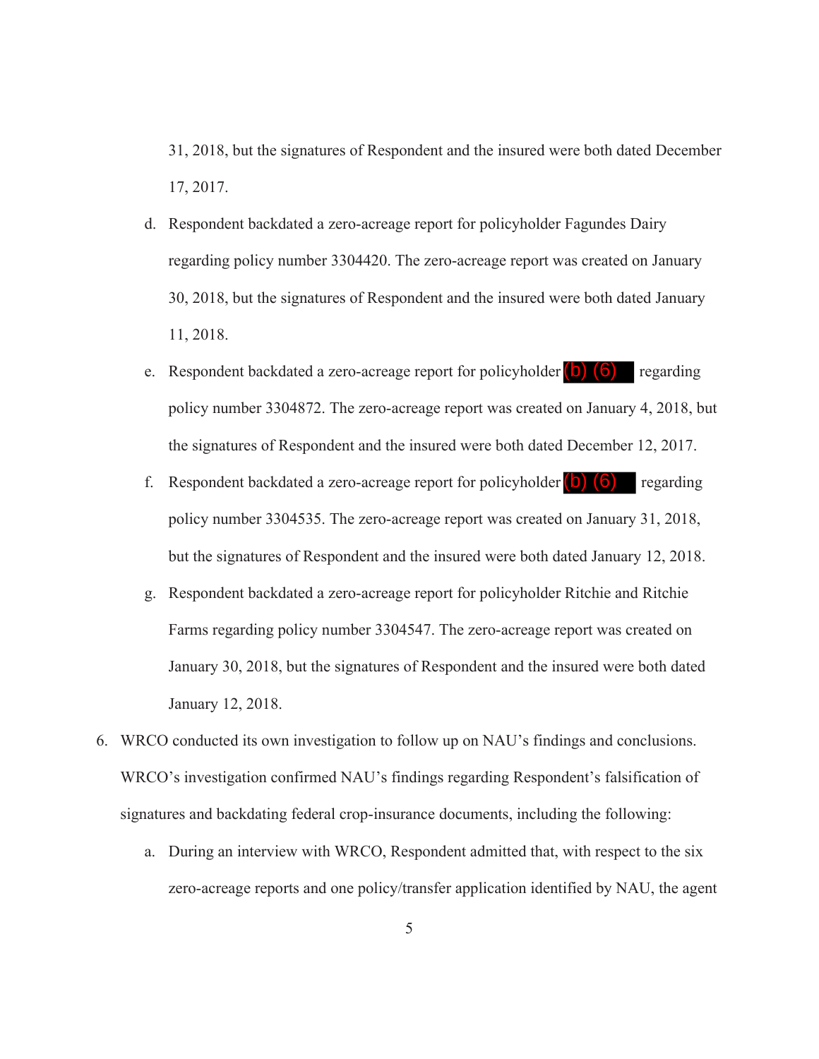31, 2018, but the signatures of Respondent and the insured were both dated December 17, 2017.

d. Respondent backdated a zero-acreage report for policyholder Fagundes Dairy regarding policy number 3304420. The zero-acreage report was created on January 30, 2018, but the signatures of Respondent and the insured were both dated January 11, 2018.

e. Respondent backdated a zero-acreage report for policyholder (b) (6) regarding policy number 3304872. The zero-acreage report was created on January 4, 2018, but the signatures of Respondent and the insured were both dated December 12, 2017.

f. Respondent backdated a zero-acreage report for policyholder (b) (6) regarding policy number 3304535. The zero-acreage report was created on January 31, 2018, but the signatures of Respondent and the insured were both dated January 12, 2018.

g. Respondent backdated a zero-acreage report for policyholder Ritchie and Ritchie Farms regarding policy number 3304547. The zero-acreage report was created on January 30, 2018, but the signatures of Respondent and the insured were both dated January 12, 2018.

6. WRCO conducted its own investigation to follow up on NAU's findings and conclusions. WRCO's investigation confirmed NAU's findings regarding Respondent's falsification of signatures and backdating federal crop-insurance documents, including the following:

   a. During an interview with WRCO, Respondent admitted that, with respect to the six zero-acreage reports and one policy/transfer application identified by NAU, the agent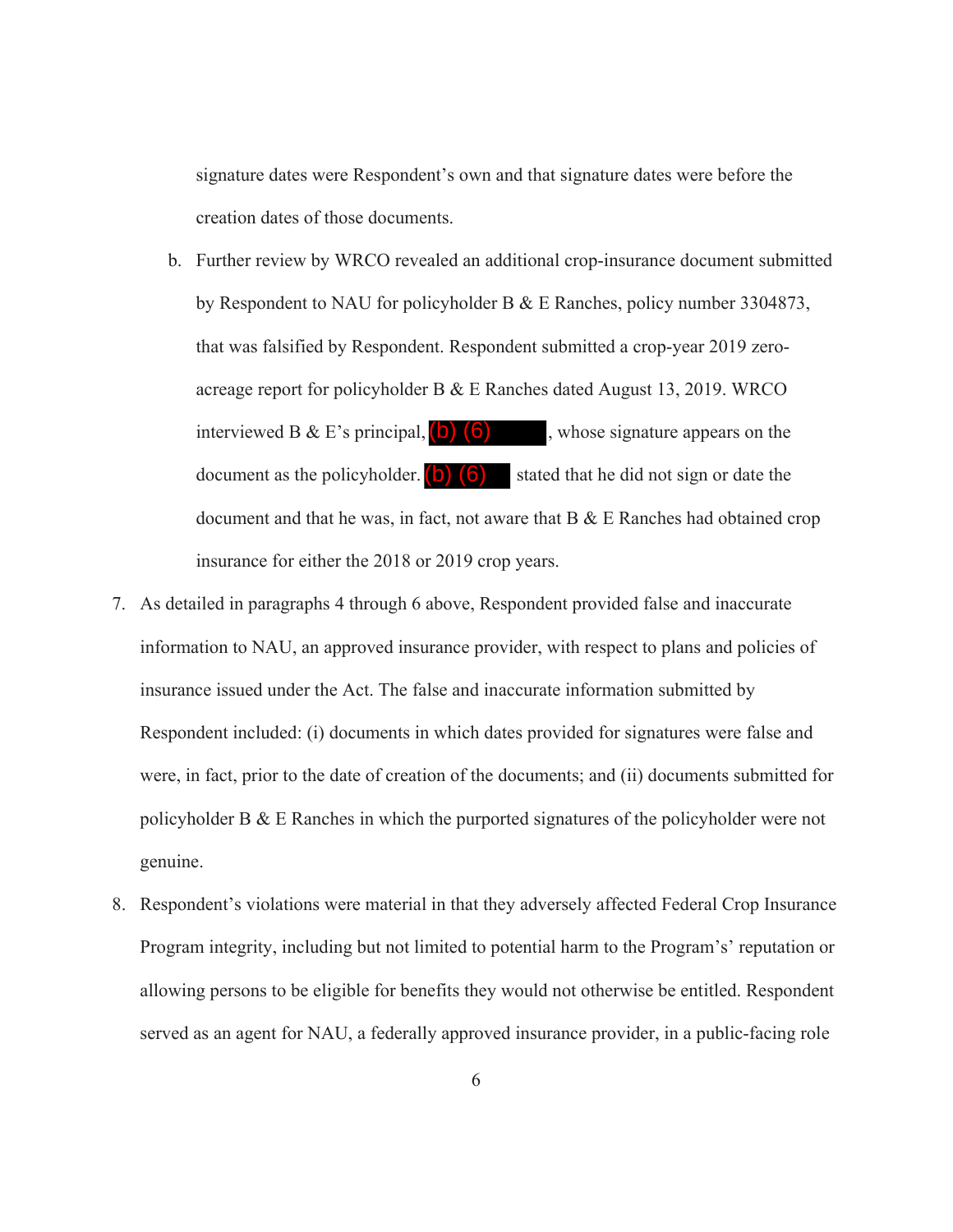signature dates were Respondent's own and that signature dates were before the creation dates of those documents.

b. Further review by WRCO revealed an additional crop-insurance document submitted by Respondent to NAU for policyholder B & E Ranches, policy number 3304873, that was falsified by Respondent. Respondent submitted a crop-year 2019 zero-acreage report for policyholder B & E Ranches dated August 13, 2019. WRCO interviewed B & E's principal, (b) (6), whose signature appears on the document as the policyholder. (b) (6) stated that he did not sign or date the document and that he was, in fact, not aware that B & E Ranches had obtained crop insurance for either the 2018 or 2019 crop years.

7. As detailed in paragraphs 4 through 6 above, Respondent provided false and inaccurate information to NAU, an approved insurance provider, with respect to plans and policies of insurance issued under the Act. The false and inaccurate information submitted by Respondent included: (i) documents in which dates provided for signatures were false and were, in fact, prior to the date of creation of the documents; and (ii) documents submitted for policyholder B & E Ranches in which the purported signatures of the policyholder were not genuine.

8. Respondent's violations were material in that they adversely affected Federal Crop Insurance Program integrity, including but not limited to potential harm to the Program's' reputation or allowing persons to be eligible for benefits they would not otherwise be entitled. Respondent served as an agent for NAU, a federally approved insurance provider, in a public-facing role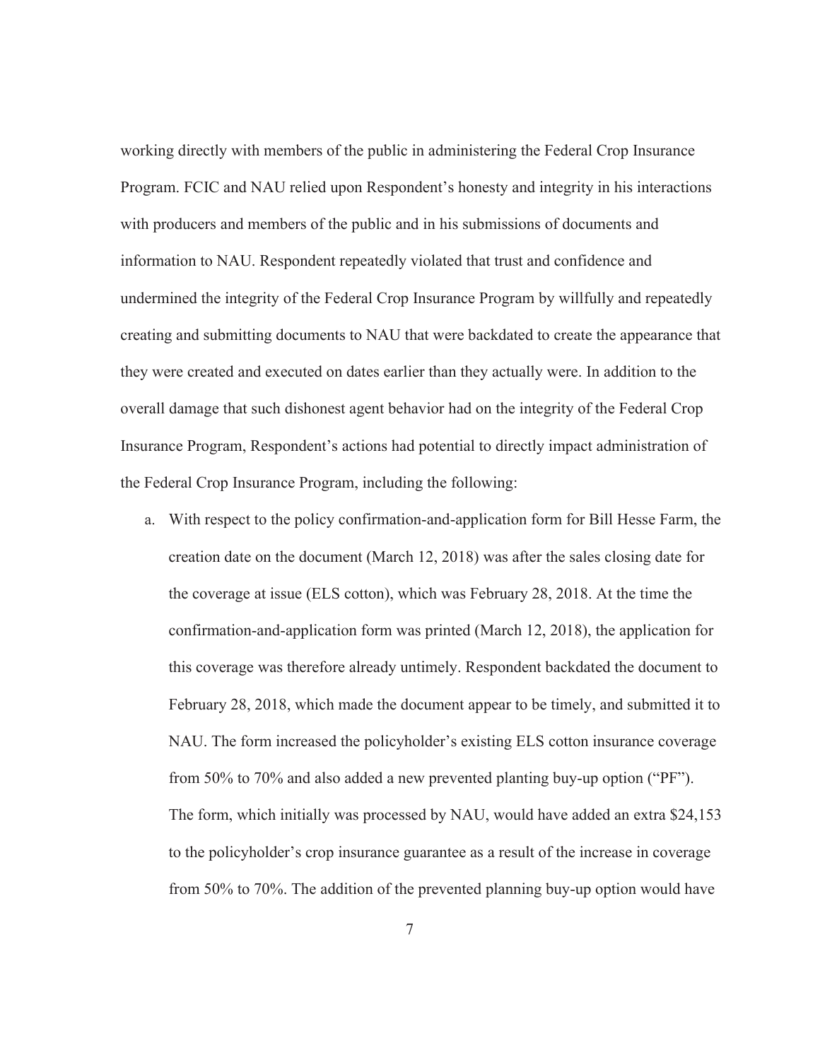working directly with members of the public in administering the Federal Crop Insurance Program. FCIC and NAU relied upon Respondent's honesty and integrity in his interactions with producers and members of the public and in his submissions of documents and information to NAU. Respondent repeatedly violated that trust and confidence and undermined the integrity of the Federal Crop Insurance Program by willfully and repeatedly creating and submitting documents to NAU that were backdated to create the appearance that they were created and executed on dates earlier than they actually were. In addition to the overall damage that such dishonest agent behavior had on the integrity of the Federal Crop Insurance Program, Respondent's actions had potential to directly impact administration of the Federal Crop Insurance Program, including the following:

a. With respect to the policy confirmation-and-application form for Bill Hesse Farm, the creation date on the document (March 12, 2018) was after the sales closing date for the coverage at issue (ELS cotton), which was February 28, 2018. At the time the confirmation-and-application form was printed (March 12, 2018), the application for this coverage was therefore already untimely. Respondent backdated the document to February 28, 2018, which made the document appear to be timely, and submitted it to NAU. The form increased the policyholder's existing ELS cotton insurance coverage from 50% to 70% and also added a new prevented planting buy-up option ("PF"). The form, which initially was processed by NAU, would have added an extra $24,153 to the policyholder's crop insurance guarantee as a result of the increase in coverage from 50% to 70%. The addition of the prevented planning buy-up option would have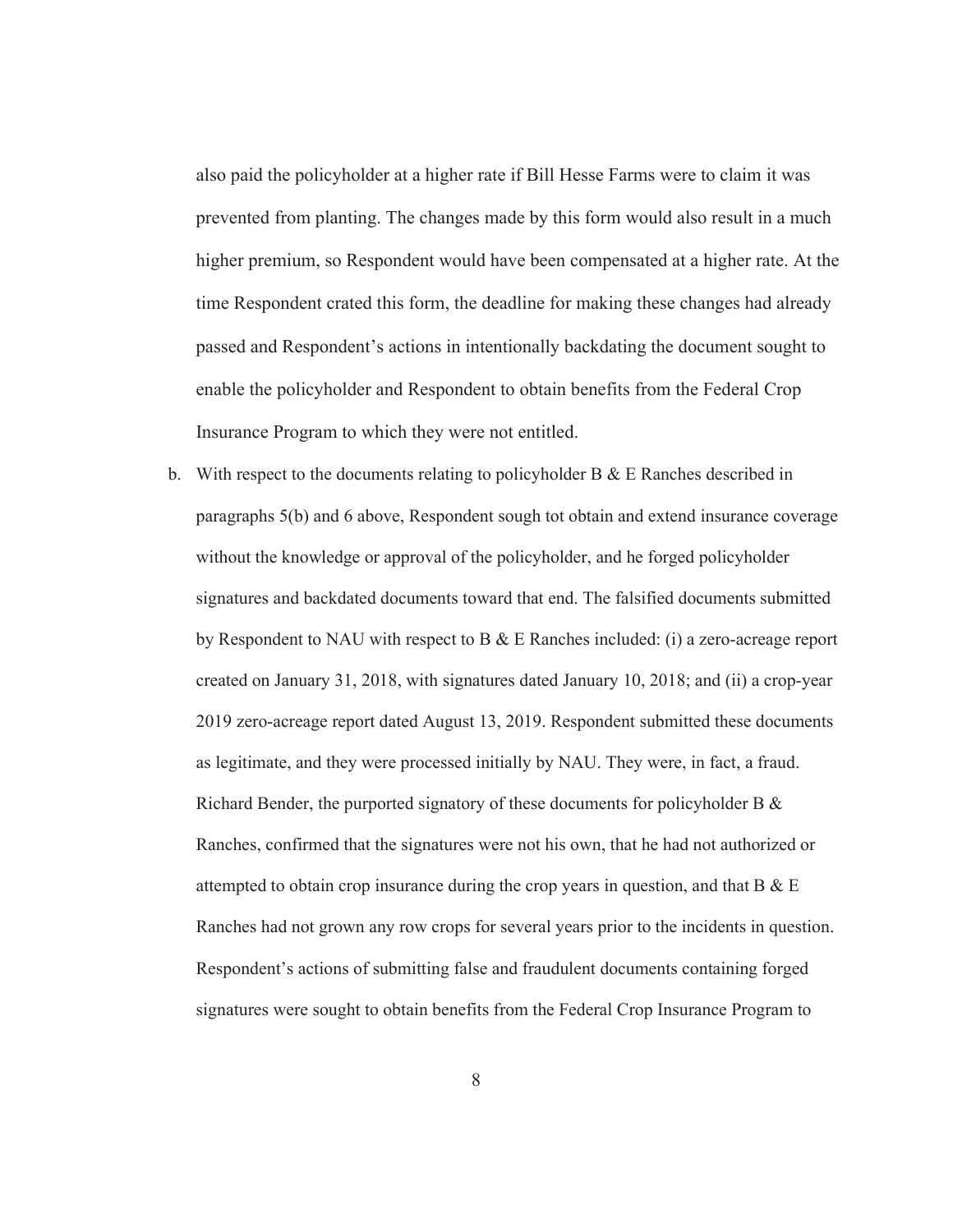also paid the policyholder at a higher rate if Bill Hesse Farms were to claim it was prevented from planting. The changes made by this form would also result in a much higher premium, so Respondent would have been compensated at a higher rate. At the time Respondent crated this form, the deadline for making these changes had already passed and Respondent's actions in intentionally backdating the document sought to enable the policyholder and Respondent to obtain benefits from the Federal Crop Insurance Program to which they were not entitled.

b. With respect to the documents relating to policyholder B & E Ranches described in paragraphs 5(b) and 6 above, Respondent sough tot obtain and extend insurance coverage without the knowledge or approval of the policyholder, and he forged policyholder signatures and backdated documents toward that end. The falsified documents submitted by Respondent to NAU with respect to B & E Ranches included: (i) a zero-acreage report created on January 31, 2018, with signatures dated January 10, 2018; and (ii) a crop-year 2019 zero-acreage report dated August 13, 2019. Respondent submitted these documents as legitimate, and they were processed initially by NAU. They were, in fact, a fraud. Richard Bender, the purported signatory of these documents for policyholder B & Ranches, confirmed that the signatures were not his own, that he had not authorized or attempted to obtain crop insurance during the crop years in question, and that B & E Ranches had not grown any row crops for several years prior to the incidents in question. Respondent's actions of submitting false and fraudulent documents containing forged signatures were sought to obtain benefits from the Federal Crop Insurance Program to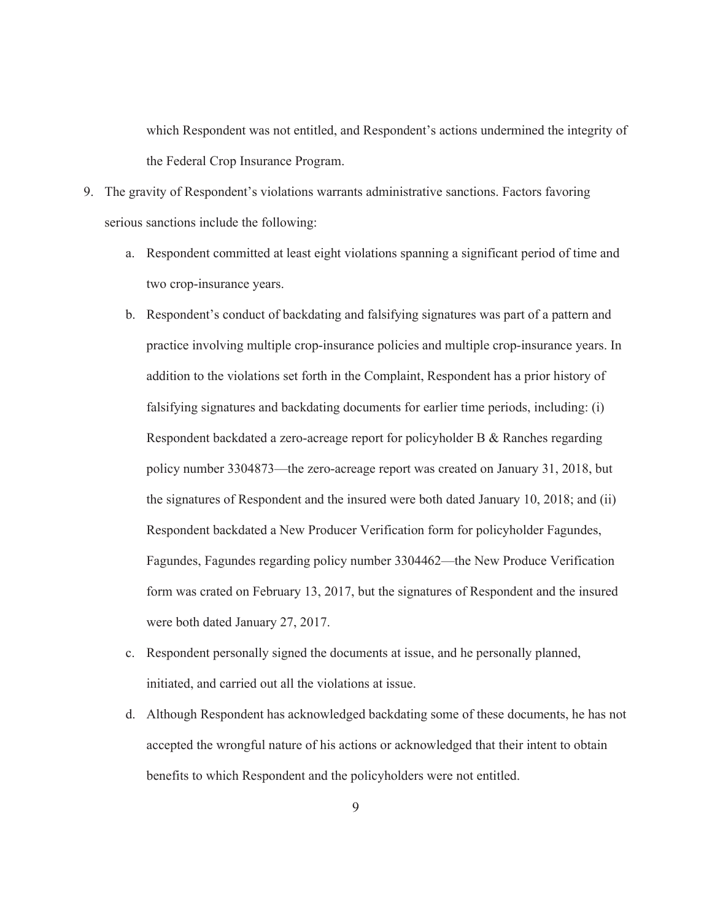which Respondent was not entitled, and Respondent's actions undermined the integrity of the Federal Crop Insurance Program.

9. The gravity of Respondent's violations warrants administrative sanctions. Factors favoring serious sanctions include the following:

   a. Respondent committed at least eight violations spanning a significant period of time and two crop-insurance years.

   b. Respondent's conduct of backdating and falsifying signatures was part of a pattern and practice involving multiple crop-insurance policies and multiple crop-insurance years. In addition to the violations set forth in the Complaint, Respondent has a prior history of falsifying signatures and backdating documents for earlier time periods, including: (i) Respondent backdated a zero-acreage report for policyholder B & Ranches regarding policy number 3304873—the zero-acreage report was created on January 31, 2018, but the signatures of Respondent and the insured were both dated January 10, 2018; and (ii) Respondent backdated a New Producer Verification form for policyholder Fagundes, Fagundes, Fagundes regarding policy number 3304462—the New Produce Verification form was crated on February 13, 2017, but the signatures of Respondent and the insured were both dated January 27, 2017.

   c. Respondent personally signed the documents at issue, and he personally planned, initiated, and carried out all the violations at issue.

   d. Although Respondent has acknowledged backdating some of these documents, he has not accepted the wrongful nature of his actions or acknowledged that their intent to obtain benefits to which Respondent and the policyholders were not entitled.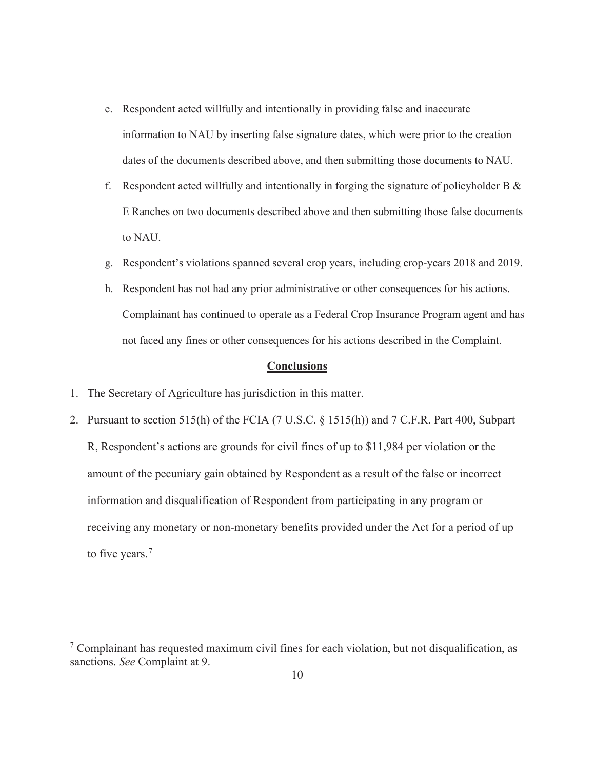e. Respondent acted willfully and intentionally in providing false and inaccurate information to NAU by inserting false signature dates, which were prior to the creation dates of the documents described above, and then submitting those documents to NAU.

f. Respondent acted willfully and intentionally in forging the signature of policyholder B & E Ranches on two documents described above and then submitting those false documents to NAU.

g. Respondent's violations spanned several crop years, including crop-years 2018 and 2019.

h. Respondent has not had any prior administrative or other consequences for his actions. Complainant has continued to operate as a Federal Crop Insurance Program agent and has not faced any fines or other consequences for his actions described in the Complaint.

## **Conclusions**

1. The Secretary of Agriculture has jurisdiction in this matter.
2. Pursuant to section 515(h) of the FCIA (7 U.S.C. § 1515(h)) and 7 C.F.R. Part 400, Subpart R, Respondent's actions are grounds for civil fines of up to $11,984 per violation or the amount of the pecuniary gain obtained by Respondent as a result of the false or incorrect information and disqualification of Respondent from participating in any program or receiving any monetary or non-monetary benefits provided under the Act for a period of up to five years.[7]

---

[7] Complainant has requested maximum civil fines for each violation, but not disqualification, as sanctions. *See* Complaint at 9.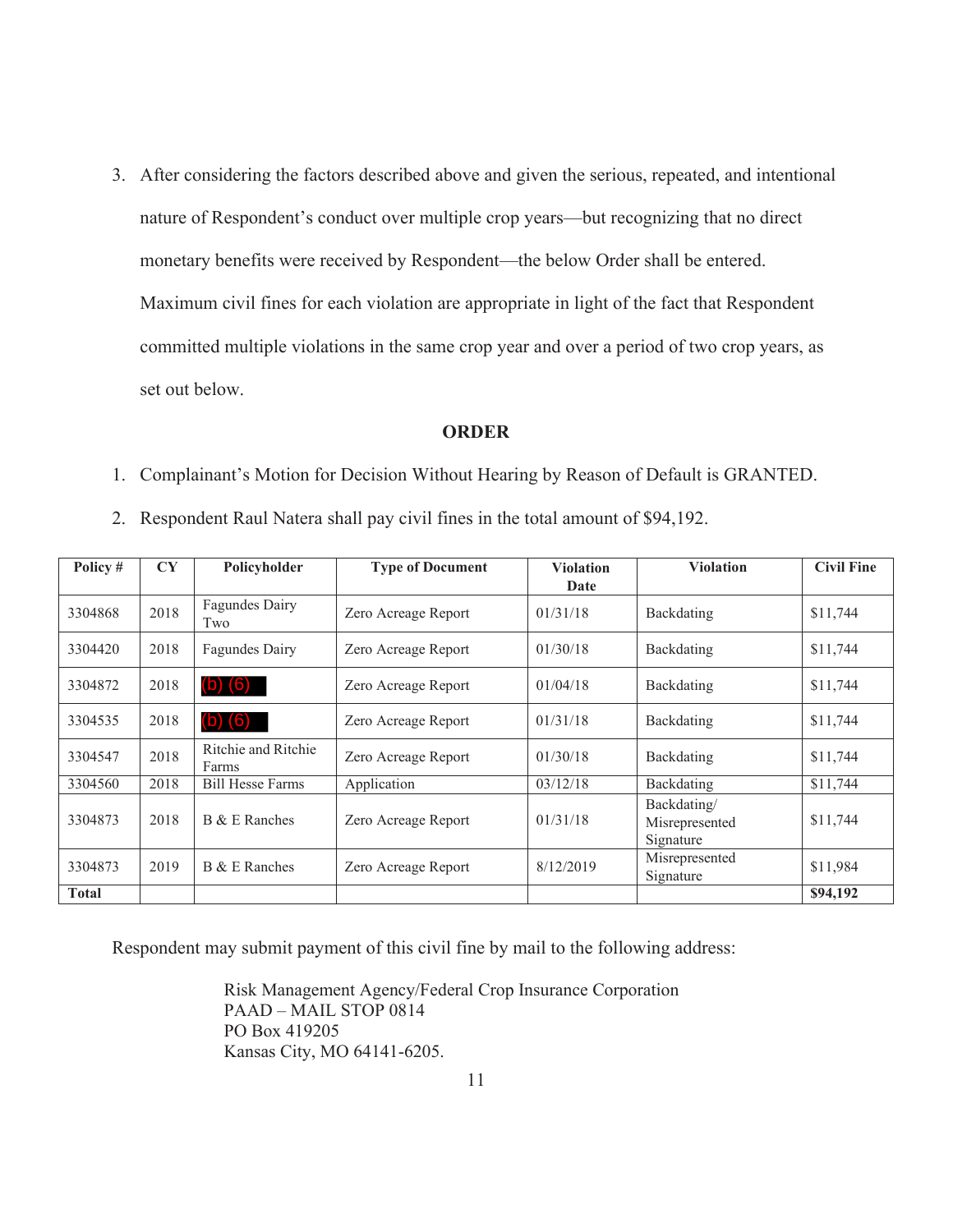3. After considering the factors described above and given the serious, repeated, and intentional nature of Respondent's conduct over multiple crop years—but recognizing that no direct monetary benefits were received by Respondent—the below Order shall be entered. Maximum civil fines for each violation are appropriate in light of the fact that Respondent committed multiple violations in the same crop year and over a period of two crop years, as set out below.

**ORDER**

1. Complainant's Motion for Decision Without Hearing by Reason of Default is GRANTED.
2. Respondent Raul Natera shall pay civil fines in the total amount of $94,192.

| Policy # | CY | Policyholder | Type of Document | Violation Date | Violation | Civil Fine |
|---|---|---|---|---|---|---|
| 3304868 | 2018 | Fagundes Dairy Two | Zero Acreage Report | 01/31/18 | Backdating | $11,744 |
| 3304420 | 2018 | Fagundes Dairy | Zero Acreage Report | 01/30/18 | Backdating | $11,744 |
| 3304872 | 2018 | (b) (6) | Zero Acreage Report | 01/04/18 | Backdating | $11,744 |
| 3304535 | 2018 | (b) (6) | Zero Acreage Report | 01/31/18 | Backdating | $11,744 |
| 3304547 | 2018 | Ritchie and Ritchie Farms | Zero Acreage Report | 01/30/18 | Backdating | $11,744 |
| 3304560 | 2018 | Bill Hesse Farms | Application | 03/12/18 | Backdating | $11,744 |
| 3304873 | 2018 | B & E Ranches | Zero Acreage Report | 01/31/18 | Backdating/ Misrepresented Signature | $11,744 |
| 3304873 | 2019 | B & E Ranches | Zero Acreage Report | 8/12/2019 | Misrepresented Signature | $11,984 |
| **Total** | | | | | | **$94,192** |

Respondent may submit payment of this civil fine by mail to the following address:

Risk Management Agency/Federal Crop Insurance Corporation
PAAD – MAIL STOP 0814
PO Box 419205
Kansas City, MO 64141-6205.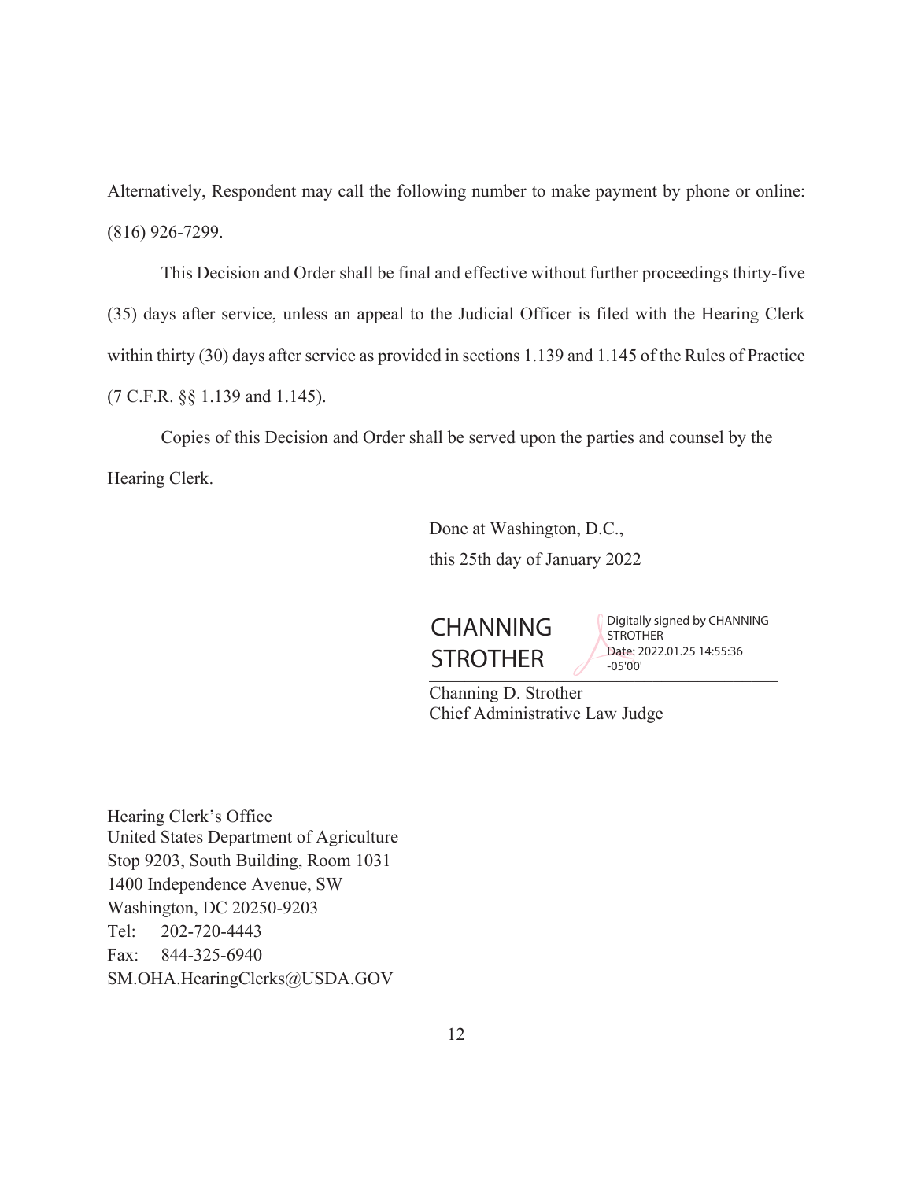Alternatively, Respondent may call the following number to make payment by phone or online: (816) 926-7299.

This Decision and Order shall be final and effective without further proceedings thirty-five (35) days after service, unless an appeal to the Judicial Officer is filed with the Hearing Clerk within thirty (30) days after service as provided in sections 1.139 and 1.145 of the Rules of Practice (7 C.F.R. §§ 1.139 and 1.145).

Copies of this Decision and Order shall be served upon the parties and counsel by the Hearing Clerk.

Done at Washington, D.C.,
this 25th day of January 2022

CHANNING STROTHER
Digitally signed by CHANNING STROTHER
Date: 2022.01.25 14:55:36 -05'00'

Channing D. Strother
Chief Administrative Law Judge

Hearing Clerk's Office
United States Department of Agriculture
Stop 9203, South Building, Room 1031
1400 Independence Avenue, SW
Washington, DC 20250-9203
Tel: 202-720-4443
Fax: 844-325-6940
SM.OHA.HearingClerks@USDA.GOV